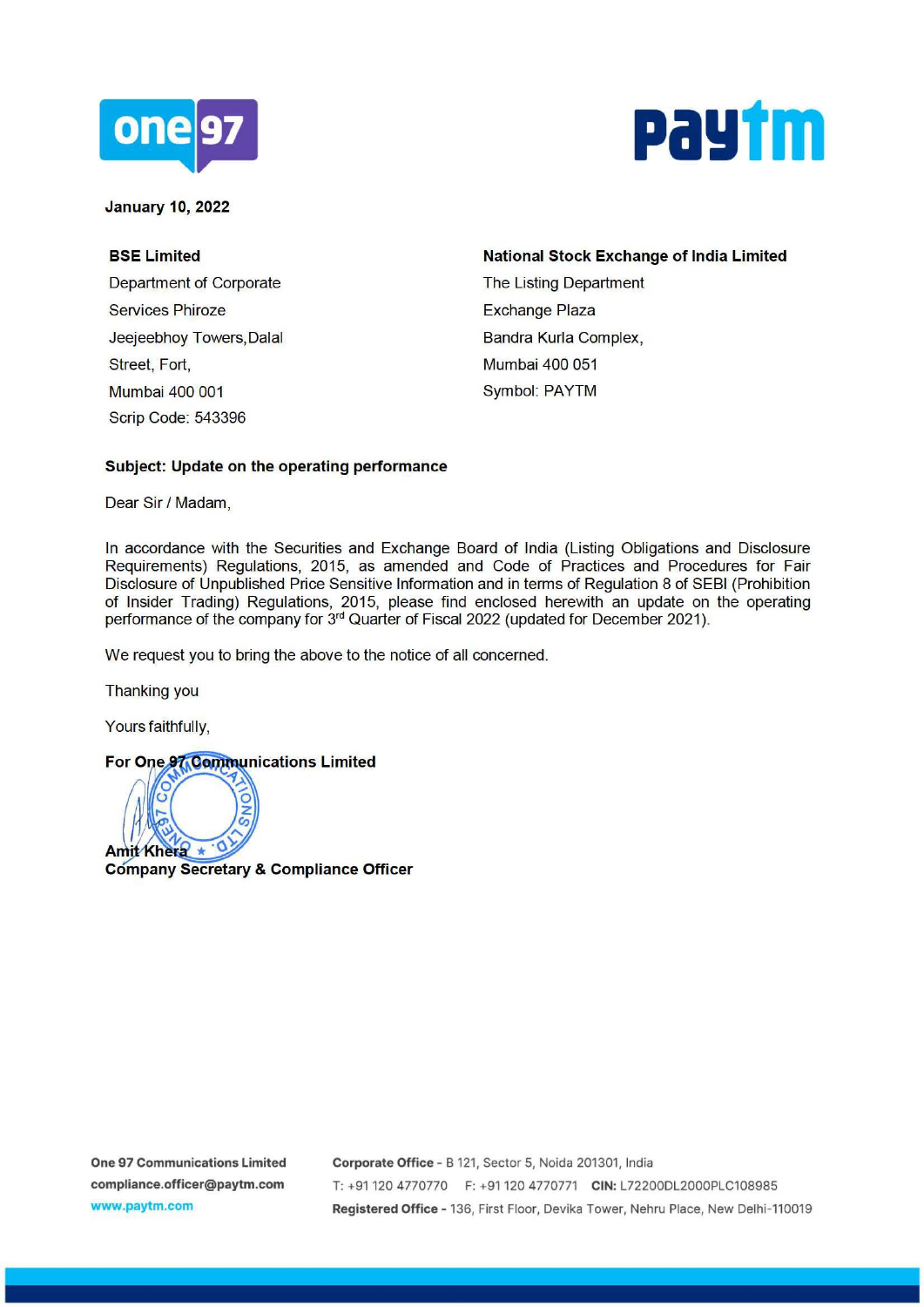**January 10, 2022**

**BSE Limited**
Department of Corporate
Services Phiroze
Jeejeebhoy Towers,Dalal
Street, Fort,
Mumbai 400 001
Scrip Code: 543396

**National Stock Exchange of India Limited**
The Listing Department
Exchange Plaza
Bandra Kurla Complex,
Mumbai 400 051
Symbol: PAYTM

**Subject: Update on the operating performance**

Dear Sir / Madam,

In accordance with the Securities and Exchange Board of India (Listing Obligations and Disclosure Requirements) Regulations, 2015, as amended and Code of Practices and Procedures for Fair Disclosure of Unpublished Price Sensitive Information and in terms of Regulation 8 of SEBI (Prohibition of Insider Trading) Regulations, 2015, please find enclosed herewith an update on the operating performance of the company for 3rd Quarter of Fiscal 2022 (updated for December 2021).

We request you to bring the above to the notice of all concerned.

Thanking you

Yours faithfully,

**For One 97 Communications Limited**

**Amit Khera**
**Company Secretary & Compliance Officer**

**One 97 Communications Limited**
**compliance.officer@paytm.com**
www.paytm.com

**Corporate Office** - B 121, Sector 5, Noida 201301, India
T: +91 120 4770770 F: +91 120 4770771 **CIN:** L72200DL2000PLC108985
**Registered Office** - 136, First Floor, Devika Tower, Nehru Place, New Delhi-110019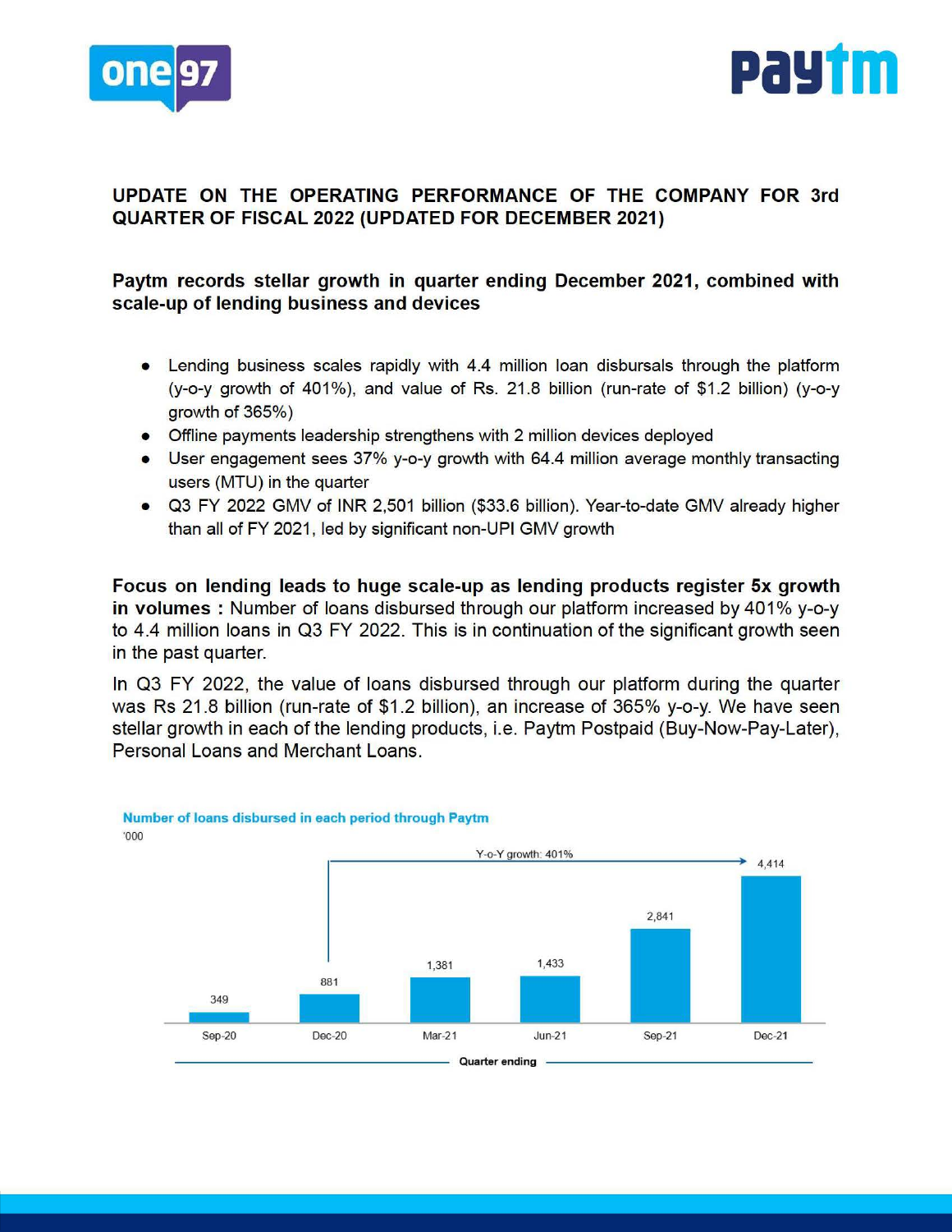## UPDATE ON THE OPERATING PERFORMANCE OF THE COMPANY FOR 3rd QUARTER OF FISCAL 2022 (UPDATED FOR DECEMBER 2021)

**Paytm records stellar growth in quarter ending December 2021, combined with scale-up of lending business and devices**

- Lending business scales rapidly with 4.4 million loan disbursals through the platform (y-o-y growth of 401%), and value of Rs. 21.8 billion (run-rate of $1.2 billion) (y-o-y growth of 365%)
- Offline payments leadership strengthens with 2 million devices deployed
- User engagement sees 37% y-o-y growth with 64.4 million average monthly transacting users (MTU) in the quarter
- Q3 FY 2022 GMV of INR 2,501 billion ($33.6 billion). Year-to-date GMV already higher than all of FY 2021, led by significant non-UPI GMV growth

**Focus on lending leads to huge scale-up as lending products register 5x growth in volumes :** Number of loans disbursed through our platform increased by 401% y-o-y to 4.4 million loans in Q3 FY 2022. This is in continuation of the significant growth seen in the past quarter.

In Q3 FY 2022, the value of loans disbursed through our platform during the quarter was Rs 21.8 billion (run-rate of $1.2 billion), an increase of 365% y-o-y. We have seen stellar growth in each of the lending products, i.e. Paytm Postpaid (Buy-Now-Pay-Later), Personal Loans and Merchant Loans.

**Number of loans disbursed in each period through Paytm**

'000

| Quarter ending | Sep-20 | Dec-20 | Mar-21 | Jun-21 | Sep-21 | Dec-21 |
|---|---|---|---|---|---|---|
| Loans disbursed ('000) | 349 | 881 | 1,381 | 1,433 | 2,841 | 4,414 |

Y-o-Y growth: 401%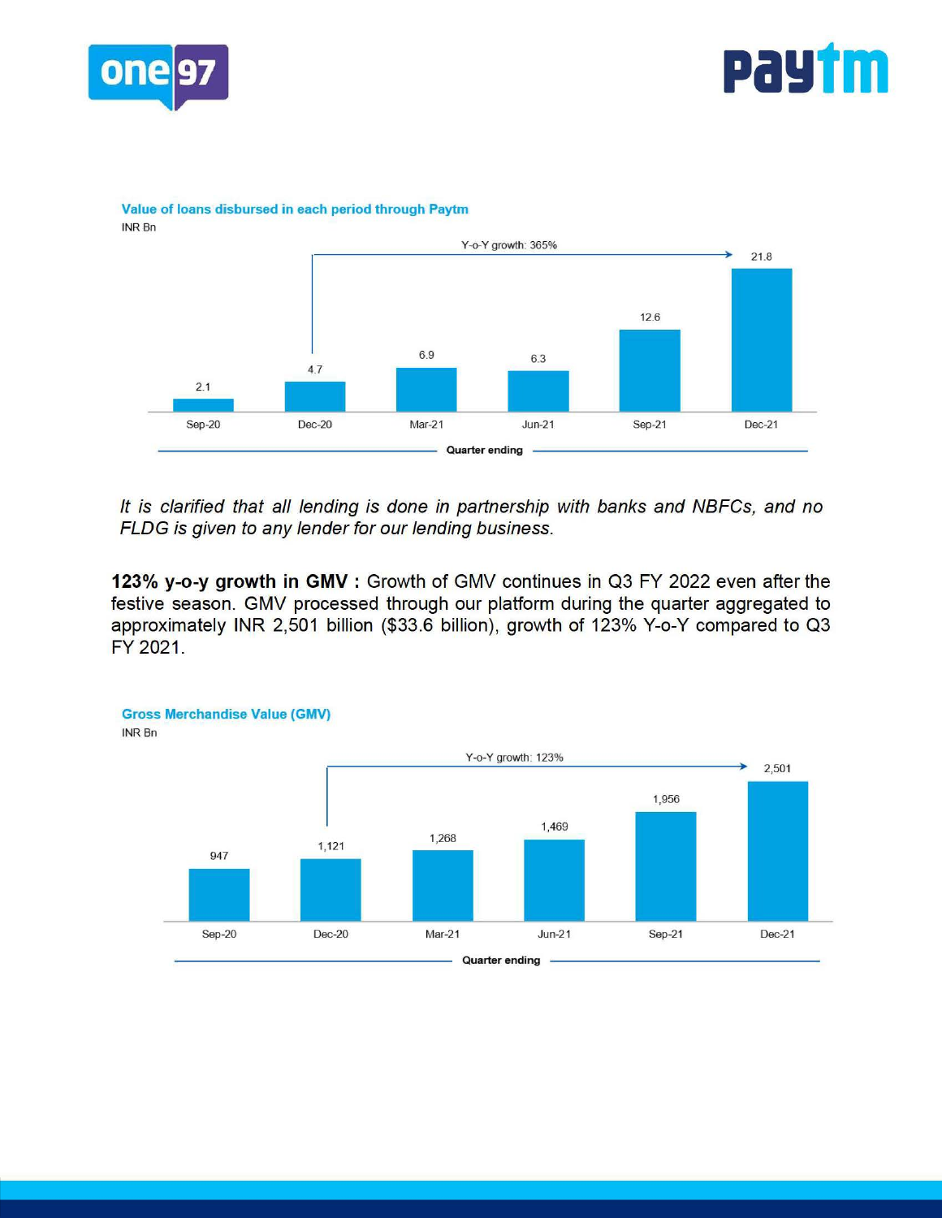**Value of loans disbursed in each period through Paytm**

INR Bn

Y-o-Y growth: 365%

| Quarter ending | Sep-20 | Dec-20 | Mar-21 | Jun-21 | Sep-21 | Dec-21 |
|---|---|---|---|---|---|---|
| Value | 2.1 | 4.7 | 6.9 | 6.3 | 12.6 | 21.8 |

*It is clarified that all lending is done in partnership with banks and NBFCs, and no FLDG is given to any lender for our lending business.*

**123% y-o-y growth in GMV :** Growth of GMV continues in Q3 FY 2022 even after the festive season. GMV processed through our platform during the quarter aggregated to approximately INR 2,501 billion ($33.6 billion), growth of 123% Y-o-Y compared to Q3 FY 2021.

**Gross Merchandise Value (GMV)**

INR Bn

Y-o-Y growth: 123%

| Quarter ending | Sep-20 | Dec-20 | Mar-21 | Jun-21 | Sep-21 | Dec-21 |
|---|---|---|---|---|---|---|
| GMV | 947 | 1,121 | 1,268 | 1,469 | 1,956 | 2,501 |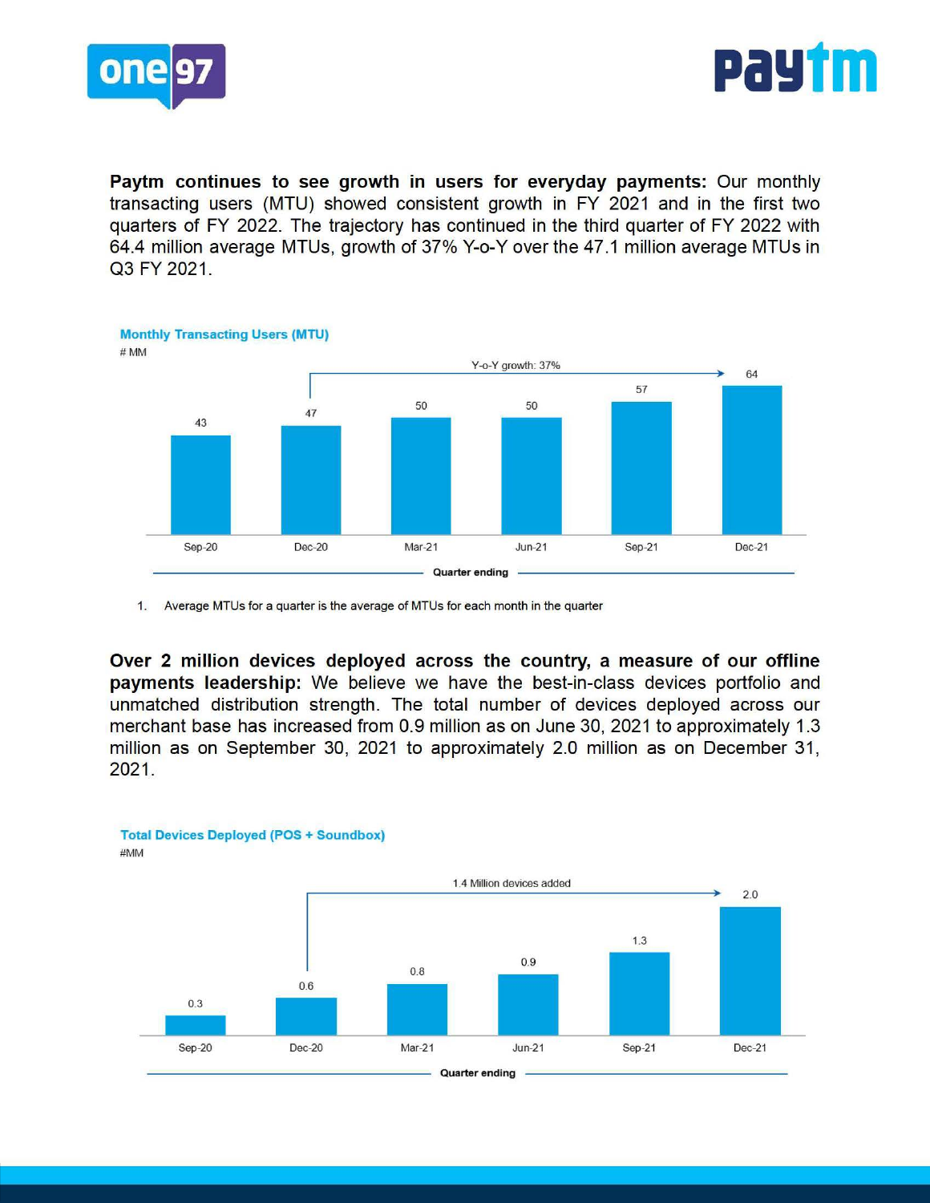**Paytm continues to see growth in users for everyday payments:** Our monthly transacting users (MTU) showed consistent growth in FY 2021 and in the first two quarters of FY 2022. The trajectory has continued in the third quarter of FY 2022 with 64.4 million average MTUs, growth of 37% Y-o-Y over the 47.1 million average MTUs in Q3 FY 2021.

**Monthly Transacting Users (MTU)**
# MM

| Quarter ending | Sep-20 | Dec-20 | Mar-21 | Jun-21 | Sep-21 | Dec-21 |
|---|---|---|---|---|---|---|
| MTU (MM) | 43 | 47 | 50 | 50 | 57 | 64 |

Y-o-Y growth: 37%

1. Average MTUs for a quarter is the average of MTUs for each month in the quarter

**Over 2 million devices deployed across the country, a measure of our offline payments leadership:** We believe we have the best-in-class devices portfolio and unmatched distribution strength. The total number of devices deployed across our merchant base has increased from 0.9 million as on June 30, 2021 to approximately 1.3 million as on September 30, 2021 to approximately 2.0 million as on December 31, 2021.

**Total Devices Deployed (POS + Soundbox)**
#MM

| Quarter ending | Sep-20 | Dec-20 | Mar-21 | Jun-21 | Sep-21 | Dec-21 |
|---|---|---|---|---|---|---|
| Devices (MM) | 0.3 | 0.6 | 0.8 | 0.9 | 1.3 | 2.0 |

1.4 Million devices added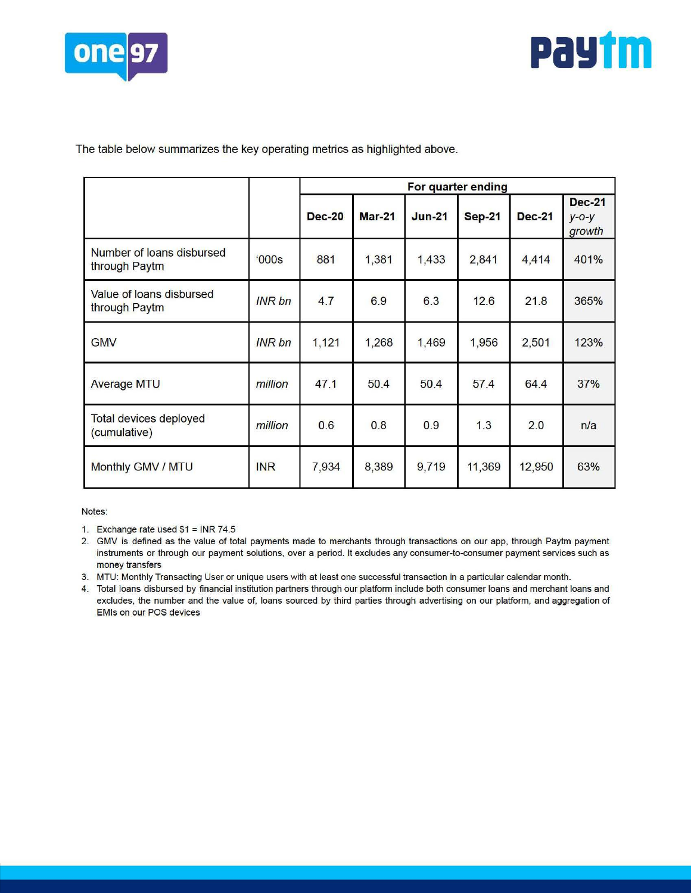The table below summarizes the key operating metrics as highlighted above.

| | | For quarter ending | | | | | |
|---|---|---|---|---|---|---|---|
| | | **Dec-20** | **Mar-21** | **Jun-21** | **Sep-21** | **Dec-21** | **Dec-21** *y-o-y growth* |
| Number of loans disbursed through Paytm | '000s | 881 | 1,381 | 1,433 | 2,841 | 4,414 | 401% |
| Value of loans disbursed through Paytm | *INR bn* | 4.7 | 6.9 | 6.3 | 12.6 | 21.8 | 365% |
| GMV | *INR bn* | 1,121 | 1,268 | 1,469 | 1,956 | 2,501 | 123% |
| Average MTU | *million* | 47.1 | 50.4 | 50.4 | 57.4 | 64.4 | 37% |
| Total devices deployed (cumulative) | *million* | 0.6 | 0.8 | 0.9 | 1.3 | 2.0 | n/a |
| Monthly GMV / MTU | INR | 7,934 | 8,389 | 9,719 | 11,369 | 12,950 | 63% |

Notes:

1. Exchange rate used $1 = INR 74.5
2. GMV is defined as the value of total payments made to merchants through transactions on our app, through Paytm payment instruments or through our payment solutions, over a period. It excludes any consumer-to-consumer payment services such as money transfers
3. MTU: Monthly Transacting User or unique users with at least one successful transaction in a particular calendar month.
4. Total loans disbursed by financial institution partners through our platform include both consumer loans and merchant loans and excludes, the number and the value of, loans sourced by third parties through advertising on our platform, and aggregation of EMIs on our POS devices